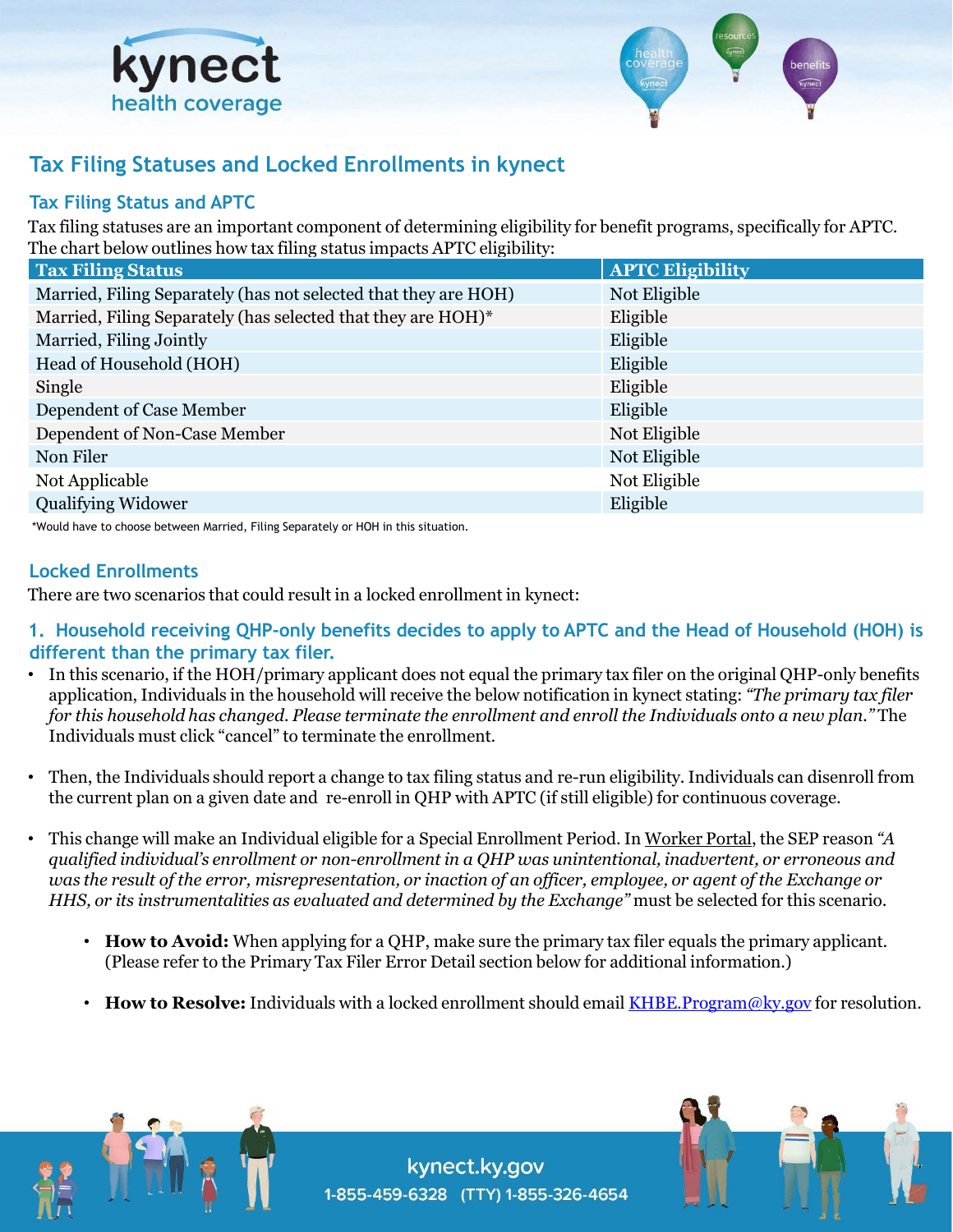# Tax Filing Statuses and Locked Enrollments in kynect

## Tax Filing Status and APTC

Tax filing statuses are an important component of determining eligibility for benefit programs, specifically for APTC. The chart below outlines how tax filing status impacts APTC eligibility:

| Tax Filing Status | APTC Eligibility |
|---|---|
| Married, Filing Separately (has not selected that they are HOH) | Not Eligible |
| Married, Filing Separately (has selected that they are HOH)* | Eligible |
| Married, Filing Jointly | Eligible |
| Head of Household (HOH) | Eligible |
| Single | Eligible |
| Dependent of Case Member | Eligible |
| Dependent of Non-Case Member | Not Eligible |
| Non Filer | Not Eligible |
| Not Applicable | Not Eligible |
| Qualifying Widower | Eligible |

*Would have to choose between Married, Filing Separately or HOH in this situation.

## Locked Enrollments

There are two scenarios that could result in a locked enrollment in kynect:

### 1. Household receiving QHP-only benefits decides to apply to APTC and the Head of Household (HOH) is different than the primary tax filer.

- In this scenario, if the HOH/primary applicant does not equal the primary tax filer on the original QHP-only benefits application, Individuals in the household will receive the below notification in kynect stating: *"The primary tax filer for this household has changed. Please terminate the enrollment and enroll the Individuals onto a new plan."* The Individuals must click "cancel" to terminate the enrollment.

- Then, the Individuals should report a change to tax filing status and re-run eligibility. Individuals can disenroll from the current plan on a given date and re-enroll in QHP with APTC (if still eligible) for continuous coverage.

- This change will make an Individual eligible for a Special Enrollment Period. In Worker Portal, the SEP reason *"A qualified individual's enrollment or non-enrollment in a QHP was unintentional, inadvertent, or erroneous and was the result of the error, misrepresentation, or inaction of an officer, employee, or agent of the Exchange or HHS, or its instrumentalities as evaluated and determined by the Exchange"* must be selected for this scenario.

  - **How to Avoid:** When applying for a QHP, make sure the primary tax filer equals the primary applicant. (Please refer to the Primary Tax Filer Error Detail section below for additional information.)

  - **How to Resolve:** Individuals with a locked enrollment should email KHBE.Program@ky.gov for resolution.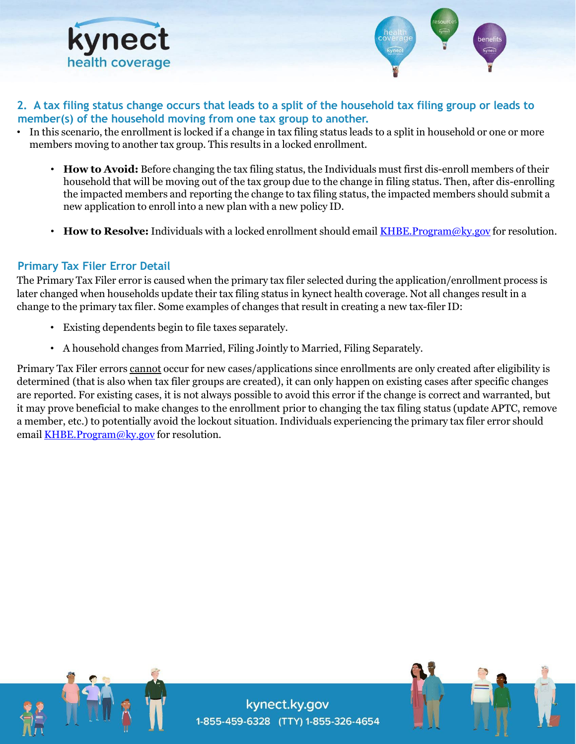## 2. A tax filing status change occurs that leads to a split of the household tax filing group or leads to member(s) of the household moving from one tax group to another.

- In this scenario, the enrollment is locked if a change in tax filing status leads to a split in household or one or more members moving to another tax group. This results in a locked enrollment.
  - **How to Avoid:** Before changing the tax filing status, the Individuals must first dis-enroll members of their household that will be moving out of the tax group due to the change in filing status. Then, after dis-enrolling the impacted members and reporting the change to tax filing status, the impacted members should submit a new application to enroll into a new plan with a new policy ID.
  - **How to Resolve:** Individuals with a locked enrollment should email KHBE.Program@ky.gov for resolution.

## Primary Tax Filer Error Detail

The Primary Tax Filer error is caused when the primary tax filer selected during the application/enrollment process is later changed when households update their tax filing status in kynect health coverage. Not all changes result in a change to the primary tax filer. Some examples of changes that result in creating a new tax-filer ID:

- Existing dependents begin to file taxes separately.
- A household changes from Married, Filing Jointly to Married, Filing Separately.

Primary Tax Filer errors cannot occur for new cases/applications since enrollments are only created after eligibility is determined (that is also when tax filer groups are created), it can only happen on existing cases after specific changes are reported. For existing cases, it is not always possible to avoid this error if the change is correct and warranted, but it may prove beneficial to make changes to the enrollment prior to changing the tax filing status (update APTC, remove a member, etc.) to potentially avoid the lockout situation. Individuals experiencing the primary tax filer error should email KHBE.Program@ky.gov for resolution.